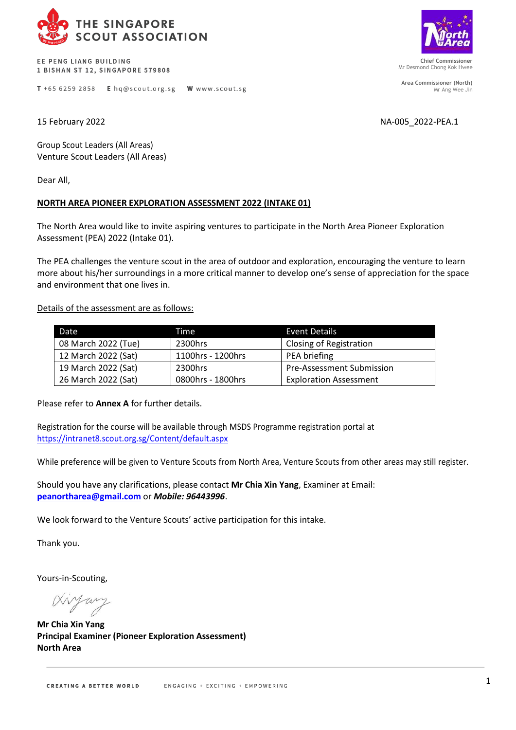THE SINGAPORE SCOUT ASSOCIATION

EE PENG LIANG BUILDING
1 BISHAN ST 12, SINGAPORE 579808

T +65 6259 2858   E hq@scout.org.sg   W www.scout.sg

Chief Commissioner
Mr Desmond Chong Kok Hwee

Area Commissioner (North)
Mr Ang Wee Jin

15 February 2022

NA-005_2022-PEA.1

Group Scout Leaders (All Areas)
Venture Scout Leaders (All Areas)

Dear All,

**NORTH AREA PIONEER EXPLORATION ASSESSMENT 2022 (INTAKE 01)**

The North Area would like to invite aspiring ventures to participate in the North Area Pioneer Exploration Assessment (PEA) 2022 (Intake 01).

The PEA challenges the venture scout in the area of outdoor and exploration, encouraging the venture to learn more about his/her surroundings in a more critical manner to develop one's sense of appreciation for the space and environment that one lives in.

Details of the assessment are as follows:

| Date | Time | Event Details |
|---|---|---|
| 08 March 2022 (Tue) | 2300hrs | Closing of Registration |
| 12 March 2022 (Sat) | 1100hrs - 1200hrs | PEA briefing |
| 19 March 2022 (Sat) | 2300hrs | Pre-Assessment Submission |
| 26 March 2022 (Sat) | 0800hrs - 1800hrs | Exploration Assessment |

Please refer to **Annex A** for further details.

Registration for the course will be available through MSDS Programme registration portal at https://intranet8.scout.org.sg/Content/default.aspx

While preference will be given to Venture Scouts from North Area, Venture Scouts from other areas may still register.

Should you have any clarifications, please contact **Mr Chia Xin Yang**, Examiner at Email: **peanortharea@gmail.com** or ***Mobile: 96443996***.

We look forward to the Venture Scouts' active participation for this intake.

Thank you.

Yours-in-Scouting,

**Mr Chia Xin Yang**
**Principal Examiner (Pioneer Exploration Assessment)**
**North Area**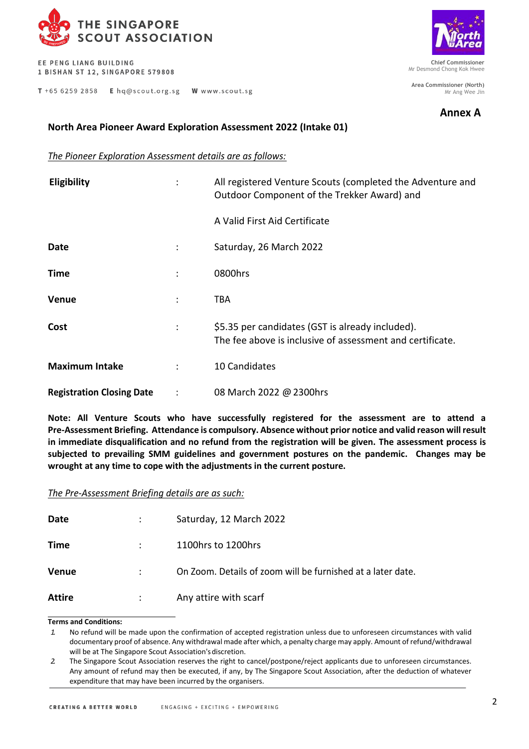**THE SINGAPORE SCOUT ASSOCIATION**

EE PENG LIANG BUILDING
1 BISHAN ST 12, SINGAPORE 579808

T +65 6259 2858 E hq@scout.org.sg W www.scout.sg

Chief Commissioner
Mr Desmond Chong Kok Hwee

Area Commissioner (North)
Mr Ang Wee Jin

**Annex A**

**North Area Pioneer Award Exploration Assessment 2022 (Intake 01)**

*The Pioneer Exploration Assessment details are as follows:*

| | | |
|---|---|---|
| **Eligibility** | : | All registered Venture Scouts (completed the Adventure and Outdoor Component of the Trekker Award) and<br><br>A Valid First Aid Certificate |
| **Date** | : | Saturday, 26 March 2022 |
| **Time** | : | 0800hrs |
| **Venue** | : | TBA |
| **Cost** | : | $5.35 per candidates (GST is already included).<br>The fee above is inclusive of assessment and certificate. |
| **Maximum Intake** | : | 10 Candidates |
| **Registration Closing Date** | : | 08 March 2022 @ 2300hrs |

**Note: All Venture Scouts who have successfully registered for the assessment are to attend a Pre-Assessment Briefing. Attendance is compulsory. Absence without prior notice and valid reason will result in immediate disqualification and no refund from the registration will be given. The assessment process is subjected to prevailing SMM guidelines and government postures on the pandemic. Changes may be wrought at any time to cope with the adjustments in the current posture.**

*The Pre-Assessment Briefing details are as such:*

| | | |
|---|---|---|
| **Date** | : | Saturday, 12 March 2022 |
| **Time** | : | 1100hrs to 1200hrs |
| **Venue** | : | On Zoom. Details of zoom will be furnished at a later date. |
| **Attire** | : | Any attire with scarf |

**Terms and Conditions:**

1. No refund will be made upon the confirmation of accepted registration unless due to unforeseen circumstances with valid documentary proof of absence. Any withdrawal made after which, a penalty charge may apply. Amount of refund/withdrawal will be at The Singapore Scout Association's discretion.
2. The Singapore Scout Association reserves the right to cancel/postpone/reject applicants due to unforeseen circumstances. Any amount of refund may then be executed, if any, by The Singapore Scout Association, after the deduction of whatever expenditure that may have been incurred by the organisers.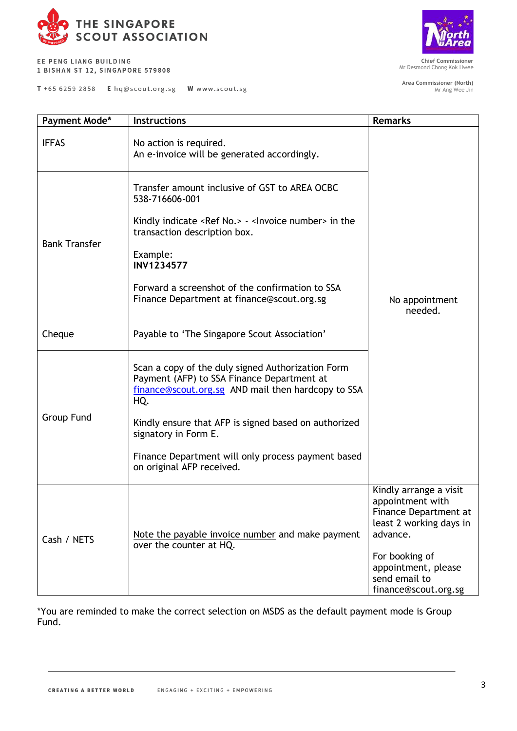THE SINGAPORE SCOUT ASSOCIATION

EE PENG LIANG BUILDING
1 BISHAN ST 12, SINGAPORE 579808

T +65 6259 2858 E hq@scout.org.sg W www.scout.sg

Chief Commissioner
Mr Desmond Chong Kok Hwee

Area Commissioner (North)
Mr Ang Wee Jin

| Payment Mode* | Instructions | Remarks |
|---|---|---|
| IFFAS | No action is required.<br>An e-invoice will be generated accordingly. | No appointment needed. |
| Bank Transfer | Transfer amount inclusive of GST to AREA OCBC 538-716606-001<br><br>Kindly indicate <Ref No.> - <Invoice number> in the transaction description box.<br><br>Example:<br>**INV1234577**<br><br>Forward a screenshot of the confirmation to SSA Finance Department at finance@scout.org.sg | |
| Cheque | Payable to 'The Singapore Scout Association' | |
| Group Fund | Scan a copy of the duly signed Authorization Form Payment (AFP) to SSA Finance Department at finance@scout.org.sg AND mail then hardcopy to SSA HQ.<br><br>Kindly ensure that AFP is signed based on authorized signatory in Form E.<br><br>Finance Department will only process payment based on original AFP received. | |
| Cash / NETS | Note the payable invoice number and make payment over the counter at HQ. | Kindly arrange a visit appointment with Finance Department at least 2 working days in advance.<br><br>For booking of appointment, please send email to finance@scout.org.sg |

*You are reminded to make the correct selection on MSDS as the default payment mode is Group Fund.

CREATING A BETTER WORLD ENGAGING + EXCITING + EMPOWERING